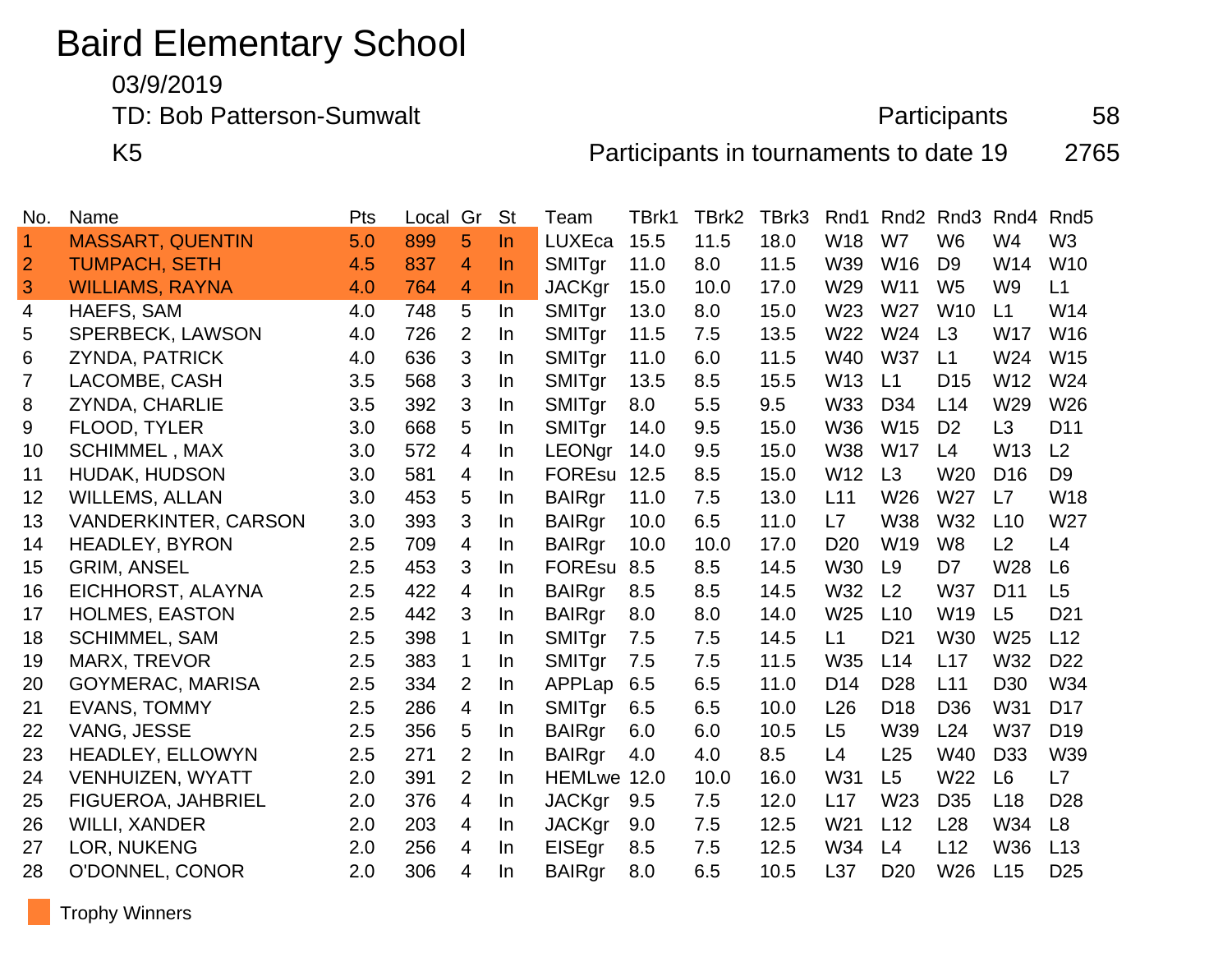# Baird Elementary School

03/9/2019

TD: Bob Patterson-Sumwalt

K5

Participants 58

Participants in tournaments to date 19 2765

| No. | Name | Pts | Local | Gr | St | Team | TBrk1 | TBrk2 | TBrk3 | Rnd1 | Rnd2 | Rnd3 | Rnd4 | Rnd5 |
|---|---|---|---|---|---|---|---|---|---|---|---|---|---|---|
| 1 | MASSART, QUENTIN | 5.0 | 899 | 5 | In | LUXEca | 15.5 | 11.5 | 18.0 | W18 | W7 | W6 | W4 | W3 |
| 2 | TUMPACH, SETH | 4.5 | 837 | 4 | In | SMITgr | 11.0 | 8.0 | 11.5 | W39 | W16 | D9 | W14 | W10 |
| 3 | WILLIAMS, RAYNA | 4.0 | 764 | 4 | In | JACKgr | 15.0 | 10.0 | 17.0 | W29 | W11 | W5 | W9 | L1 |
| 4 | HAEFS, SAM | 4.0 | 748 | 5 | In | SMITgr | 13.0 | 8.0 | 15.0 | W23 | W27 | W10 | L1 | W14 |
| 5 | SPERBECK, LAWSON | 4.0 | 726 | 2 | In | SMITgr | 11.5 | 7.5 | 13.5 | W22 | W24 | L3 | W17 | W16 |
| 6 | ZYNDA, PATRICK | 4.0 | 636 | 3 | In | SMITgr | 11.0 | 6.0 | 11.5 | W40 | W37 | L1 | W24 | W15 |
| 7 | LACOMBE, CASH | 3.5 | 568 | 3 | In | SMITgr | 13.5 | 8.5 | 15.5 | W13 | L1 | D15 | W12 | W24 |
| 8 | ZYNDA, CHARLIE | 3.5 | 392 | 3 | In | SMITgr | 8.0 | 5.5 | 9.5 | W33 | D34 | L14 | W29 | W26 |
| 9 | FLOOD, TYLER | 3.0 | 668 | 5 | In | SMITgr | 14.0 | 9.5 | 15.0 | W36 | W15 | D2 | L3 | D11 |
| 10 | SCHIMMEL , MAX | 3.0 | 572 | 4 | In | LEONgr | 14.0 | 9.5 | 15.0 | W38 | W17 | L4 | W13 | L2 |
| 11 | HUDAK, HUDSON | 3.0 | 581 | 4 | In | FOREsu | 12.5 | 8.5 | 15.0 | W12 | L3 | W20 | D16 | D9 |
| 12 | WILLEMS, ALLAN | 3.0 | 453 | 5 | In | BAIRgr | 11.0 | 7.5 | 13.0 | L11 | W26 | W27 | L7 | W18 |
| 13 | VANDERKINTER, CARSON | 3.0 | 393 | 3 | In | BAIRgr | 10.0 | 6.5 | 11.0 | L7 | W38 | W32 | L10 | W27 |
| 14 | HEADLEY, BYRON | 2.5 | 709 | 4 | In | BAIRgr | 10.0 | 10.0 | 17.0 | D20 | W19 | W8 | L2 | L4 |
| 15 | GRIM, ANSEL | 2.5 | 453 | 3 | In | FOREsu | 8.5 | 8.5 | 14.5 | W30 | L9 | D7 | W28 | L6 |
| 16 | EICHHORST, ALAYNA | 2.5 | 422 | 4 | In | BAIRgr | 8.5 | 8.5 | 14.5 | W32 | L2 | W37 | D11 | L5 |
| 17 | HOLMES, EASTON | 2.5 | 442 | 3 | In | BAIRgr | 8.0 | 8.0 | 14.0 | W25 | L10 | W19 | L5 | D21 |
| 18 | SCHIMMEL, SAM | 2.5 | 398 | 1 | In | SMITgr | 7.5 | 7.5 | 14.5 | L1 | D21 | W30 | W25 | L12 |
| 19 | MARX, TREVOR | 2.5 | 383 | 1 | In | SMITgr | 7.5 | 7.5 | 11.5 | W35 | L14 | L17 | W32 | D22 |
| 20 | GOYMERAC, MARISA | 2.5 | 334 | 2 | In | APPLap | 6.5 | 6.5 | 11.0 | D14 | D28 | L11 | D30 | W34 |
| 21 | EVANS, TOMMY | 2.5 | 286 | 4 | In | SMITgr | 6.5 | 6.5 | 10.0 | L26 | D18 | D36 | W31 | D17 |
| 22 | VANG, JESSE | 2.5 | 356 | 5 | In | BAIRgr | 6.0 | 6.0 | 10.5 | L5 | W39 | L24 | W37 | D19 |
| 23 | HEADLEY, ELLOWYN | 2.5 | 271 | 2 | In | BAIRgr | 4.0 | 4.0 | 8.5 | L4 | L25 | W40 | D33 | W39 |
| 24 | VENHUIZEN, WYATT | 2.0 | 391 | 2 | In | HEMLwe | 12.0 | 10.0 | 16.0 | W31 | L5 | W22 | L6 | L7 |
| 25 | FIGUEROA, JAHBRIEL | 2.0 | 376 | 4 | In | JACKgr | 9.5 | 7.5 | 12.0 | L17 | W23 | D35 | L18 | D28 |
| 26 | WILLI, XANDER | 2.0 | 203 | 4 | In | JACKgr | 9.0 | 7.5 | 12.5 | W21 | L12 | L28 | W34 | L8 |
| 27 | LOR, NUKENG | 2.0 | 256 | 4 | In | EISEgr | 8.5 | 7.5 | 12.5 | W34 | L4 | L12 | W36 | L13 |
| 28 | O'DONNEL, CONOR | 2.0 | 306 | 4 | In | BAIRgr | 8.0 | 6.5 | 10.5 | L37 | D20 | W26 | L15 | D25 |

Trophy Winners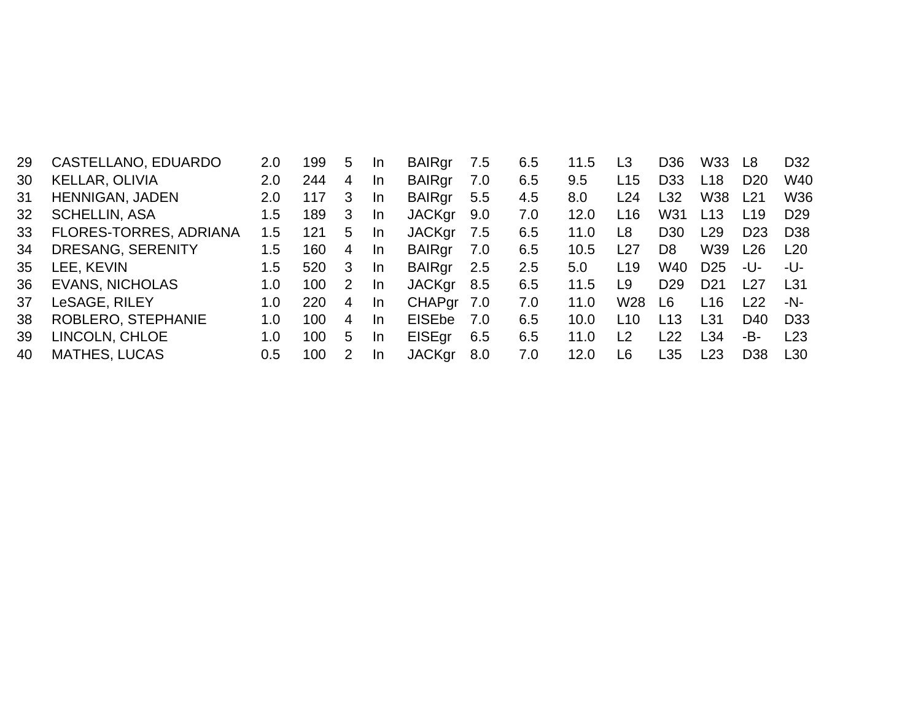| | | | | | | | | | | | | | | |
|---|---|---|---|---|---|---|---|---|---|---|---|---|---|---|
| 29 | CASTELLANO, EDUARDO | 2.0 | 199 | 5 | In | BAIRgr | 7.5 | 6.5 | 11.5 | L3 | D36 | W33 | L8 | D32 |
| 30 | KELLAR, OLIVIA | 2.0 | 244 | 4 | In | BAIRgr | 7.0 | 6.5 | 9.5 | L15 | D33 | L18 | D20 | W40 |
| 31 | HENNIGAN, JADEN | 2.0 | 117 | 3 | In | BAIRgr | 5.5 | 4.5 | 8.0 | L24 | L32 | W38 | L21 | W36 |
| 32 | SCHELLIN, ASA | 1.5 | 189 | 3 | In | JACKgr | 9.0 | 7.0 | 12.0 | L16 | W31 | L13 | L19 | D29 |
| 33 | FLORES-TORRES, ADRIANA | 1.5 | 121 | 5 | In | JACKgr | 7.5 | 6.5 | 11.0 | L8 | D30 | L29 | D23 | D38 |
| 34 | DRESANG, SERENITY | 1.5 | 160 | 4 | In | BAIRgr | 7.0 | 6.5 | 10.5 | L27 | D8 | W39 | L26 | L20 |
| 35 | LEE, KEVIN | 1.5 | 520 | 3 | In | BAIRgr | 2.5 | 2.5 | 5.0 | L19 | W40 | D25 | -U- | -U- |
| 36 | EVANS, NICHOLAS | 1.0 | 100 | 2 | In | JACKgr | 8.5 | 6.5 | 11.5 | L9 | D29 | D21 | L27 | L31 |
| 37 | LeSAGE, RILEY | 1.0 | 220 | 4 | In | CHAPgr | 7.0 | 7.0 | 11.0 | W28 | L6 | L16 | L22 | -N- |
| 38 | ROBLERO, STEPHANIE | 1.0 | 100 | 4 | In | EISEbe | 7.0 | 6.5 | 10.0 | L10 | L13 | L31 | D40 | D33 |
| 39 | LINCOLN, CHLOE | 1.0 | 100 | 5 | In | EISEgr | 6.5 | 6.5 | 11.0 | L2 | L22 | L34 | -B- | L23 |
| 40 | MATHES, LUCAS | 0.5 | 100 | 2 | In | JACKgr | 8.0 | 7.0 | 12.0 | L6 | L35 | L23 | D38 | L30 |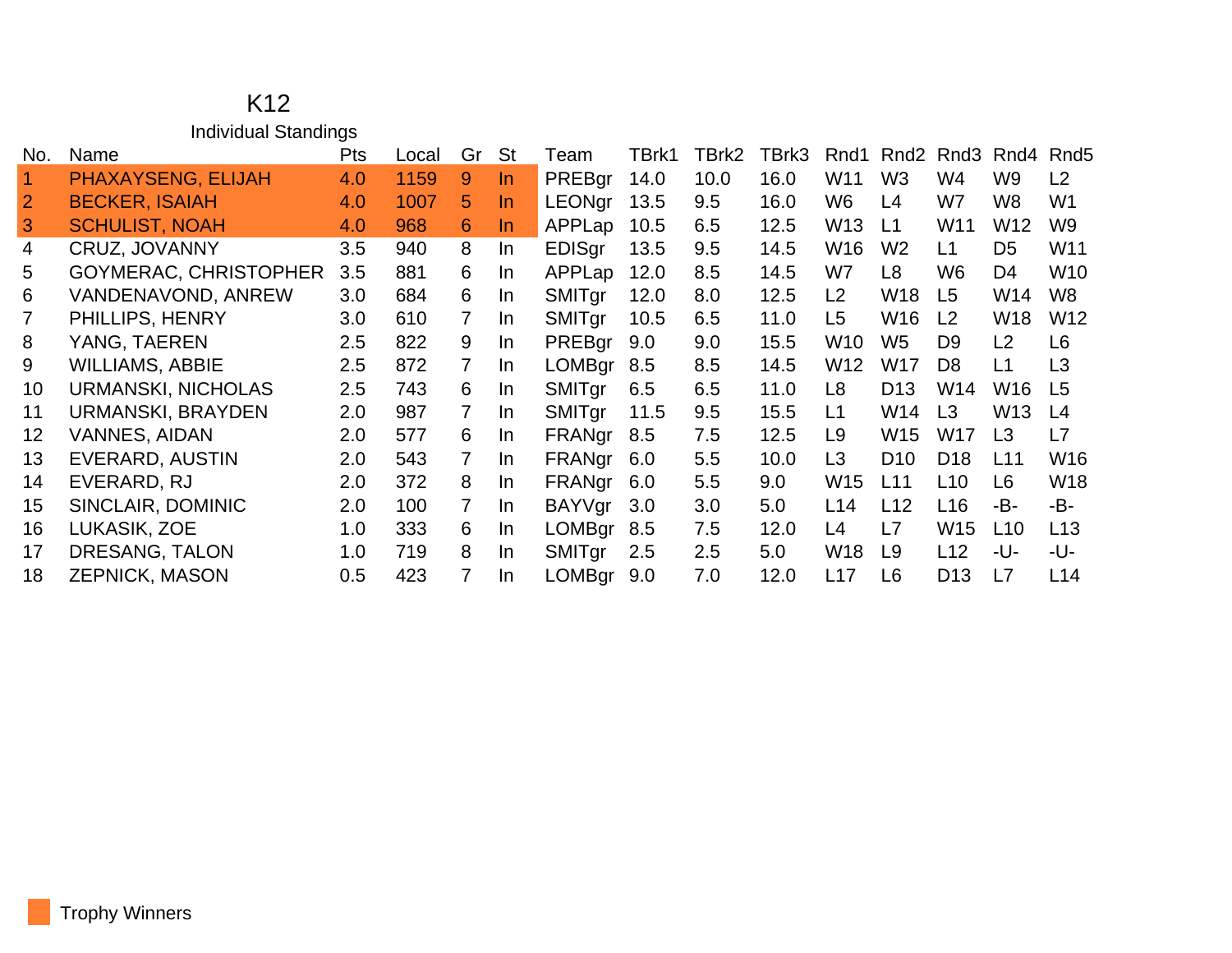# K12

## Individual Standings

| No. | Name | Pts | Local | Gr | St | Team | TBrk1 | TBrk2 | TBrk3 | Rnd1 | Rnd2 | Rnd3 | Rnd4 | Rnd5 |
|---|---|---|---|---|---|---|---|---|---|---|---|---|---|---|
| 1 | PHAXAYSENG, ELIJAH | 4.0 | 1159 | 9 | In | PREBgr | 14.0 | 10.0 | 16.0 | W11 | W3 | W4 | W9 | L2 |
| 2 | BECKER, ISAIAH | 4.0 | 1007 | 5 | In | LEONgr | 13.5 | 9.5 | 16.0 | W6 | L4 | W7 | W8 | W1 |
| 3 | SCHULIST, NOAH | 4.0 | 968 | 6 | In | APPLap | 10.5 | 6.5 | 12.5 | W13 | L1 | W11 | W12 | W9 |
| 4 | CRUZ, JOVANNY | 3.5 | 940 | 8 | In | EDISgr | 13.5 | 9.5 | 14.5 | W16 | W2 | L1 | D5 | W11 |
| 5 | GOYMERAC, CHRISTOPHER | 3.5 | 881 | 6 | In | APPLap | 12.0 | 8.5 | 14.5 | W7 | L8 | W6 | D4 | W10 |
| 6 | VANDENAVOND, ANREW | 3.0 | 684 | 6 | In | SMITgr | 12.0 | 8.0 | 12.5 | L2 | W18 | L5 | W14 | W8 |
| 7 | PHILLIPS, HENRY | 3.0 | 610 | 7 | In | SMITgr | 10.5 | 6.5 | 11.0 | L5 | W16 | L2 | W18 | W12 |
| 8 | YANG, TAEREN | 2.5 | 822 | 9 | In | PREBgr | 9.0 | 9.0 | 15.5 | W10 | W5 | D9 | L2 | L6 |
| 9 | WILLIAMS, ABBIE | 2.5 | 872 | 7 | In | LOMBgr | 8.5 | 8.5 | 14.5 | W12 | W17 | D8 | L1 | L3 |
| 10 | URMANSKI, NICHOLAS | 2.5 | 743 | 6 | In | SMITgr | 6.5 | 6.5 | 11.0 | L8 | D13 | W14 | W16 | L5 |
| 11 | URMANSKI, BRAYDEN | 2.0 | 987 | 7 | In | SMITgr | 11.5 | 9.5 | 15.5 | L1 | W14 | L3 | W13 | L4 |
| 12 | VANNES, AIDAN | 2.0 | 577 | 6 | In | FRANgr | 8.5 | 7.5 | 12.5 | L9 | W15 | W17 | L3 | L7 |
| 13 | EVERARD, AUSTIN | 2.0 | 543 | 7 | In | FRANgr | 6.0 | 5.5 | 10.0 | L3 | D10 | D18 | L11 | W16 |
| 14 | EVERARD, RJ | 2.0 | 372 | 8 | In | FRANgr | 6.0 | 5.5 | 9.0 | W15 | L11 | L10 | L6 | W18 |
| 15 | SINCLAIR, DOMINIC | 2.0 | 100 | 7 | In | BAYVgr | 3.0 | 3.0 | 5.0 | L14 | L12 | L16 | -B- | -B- |
| 16 | LUKASIK, ZOE | 1.0 | 333 | 6 | In | LOMBgr | 8.5 | 7.5 | 12.0 | L4 | L7 | W15 | L10 | L13 |
| 17 | DRESANG, TALON | 1.0 | 719 | 8 | In | SMITgr | 2.5 | 2.5 | 5.0 | W18 | L9 | L12 | -U- | -U- |
| 18 | ZEPNICK, MASON | 0.5 | 423 | 7 | In | LOMBgr | 9.0 | 7.0 | 12.0 | L17 | L6 | D13 | L7 | L14 |

Trophy Winners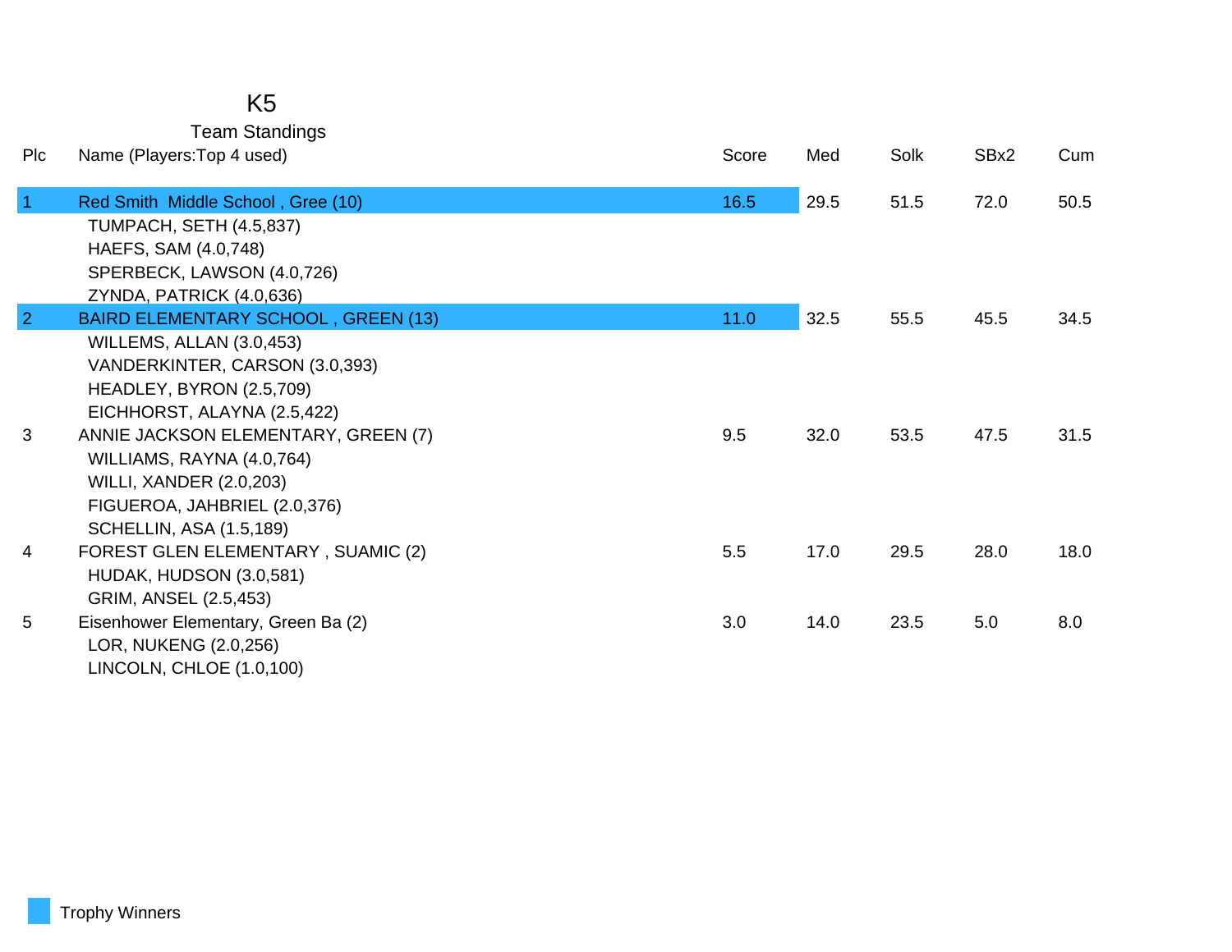# K5

## Team Standings

| Plc | Name (Players:Top 4 used) | Score | Med | Solk | SBx2 | Cum |
|---|---|---|---|---|---|---|
| 1 | Red Smith  Middle School , Gree (10) | 16.5 | 29.5 | 51.5 | 72.0 | 50.5 |
| | TUMPACH, SETH (4.5,837) | | | | | |
| | HAEFS, SAM (4.0,748) | | | | | |
| | SPERBECK, LAWSON (4.0,726) | | | | | |
| | ZYNDA, PATRICK (4.0,636) | | | | | |
| 2 | BAIRD ELEMENTARY SCHOOL , GREEN (13) | 11.0 | 32.5 | 55.5 | 45.5 | 34.5 |
| | WILLEMS, ALLAN (3.0,453) | | | | | |
| | VANDERKINTER, CARSON (3.0,393) | | | | | |
| | HEADLEY, BYRON (2.5,709) | | | | | |
| | EICHHORST, ALAYNA (2.5,422) | | | | | |
| 3 | ANNIE JACKSON ELEMENTARY, GREEN (7) | 9.5 | 32.0 | 53.5 | 47.5 | 31.5 |
| | WILLIAMS, RAYNA (4.0,764) | | | | | |
| | WILLI, XANDER (2.0,203) | | | | | |
| | FIGUEROA, JAHBRIEL (2.0,376) | | | | | |
| | SCHELLIN, ASA (1.5,189) | | | | | |
| 4 | FOREST GLEN ELEMENTARY , SUAMIC (2) | 5.5 | 17.0 | 29.5 | 28.0 | 18.0 |
| | HUDAK, HUDSON (3.0,581) | | | | | |
| | GRIM, ANSEL (2.5,453) | | | | | |
| 5 | Eisenhower Elementary, Green Ba (2) | 3.0 | 14.0 | 23.5 | 5.0 | 8.0 |
| | LOR, NUKENG (2.0,256) | | | | | |
| | LINCOLN, CHLOE (1.0,100) | | | | | |

Trophy Winners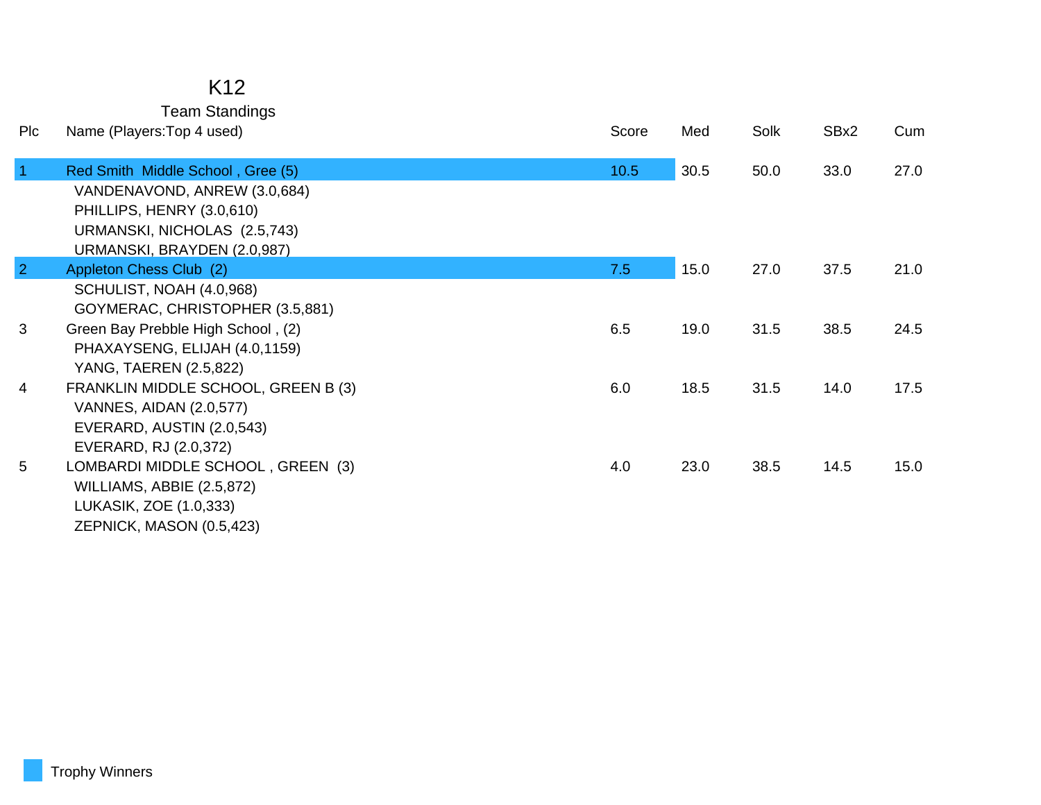# K12

## Team Standings

| Plc | Name (Players:Top 4 used) | Score | Med | Solk | SBx2 | Cum |
|---|---|---|---|---|---|---|
| 1 | Red Smith Middle School , Gree (5) | 10.5 | 30.5 | 50.0 | 33.0 | 27.0 |
| | VANDENAVOND, ANREW (3.0,684) | | | | | |
| | PHILLIPS, HENRY (3.0,610) | | | | | |
| | URMANSKI, NICHOLAS (2.5,743) | | | | | |
| | URMANSKI, BRAYDEN (2.0,987) | | | | | |
| 2 | Appleton Chess Club (2) | 7.5 | 15.0 | 27.0 | 37.5 | 21.0 |
| | SCHULIST, NOAH (4.0,968) | | | | | |
| | GOYMERAC, CHRISTOPHER (3.5,881) | | | | | |
| 3 | Green Bay Prebble High School , (2) | 6.5 | 19.0 | 31.5 | 38.5 | 24.5 |
| | PHAXAYSENG, ELIJAH (4.0,1159) | | | | | |
| | YANG, TAEREN (2.5,822) | | | | | |
| 4 | FRANKLIN MIDDLE SCHOOL, GREEN B (3) | 6.0 | 18.5 | 31.5 | 14.0 | 17.5 |
| | VANNES, AIDAN (2.0,577) | | | | | |
| | EVERARD, AUSTIN (2.0,543) | | | | | |
| | EVERARD, RJ (2.0,372) | | | | | |
| 5 | LOMBARDI MIDDLE SCHOOL , GREEN (3) | 4.0 | 23.0 | 38.5 | 14.5 | 15.0 |
| | WILLIAMS, ABBIE (2.5,872) | | | | | |
| | LUKASIK, ZOE (1.0,333) | | | | | |
| | ZEPNICK, MASON (0.5,423) | | | | | |

Trophy Winners